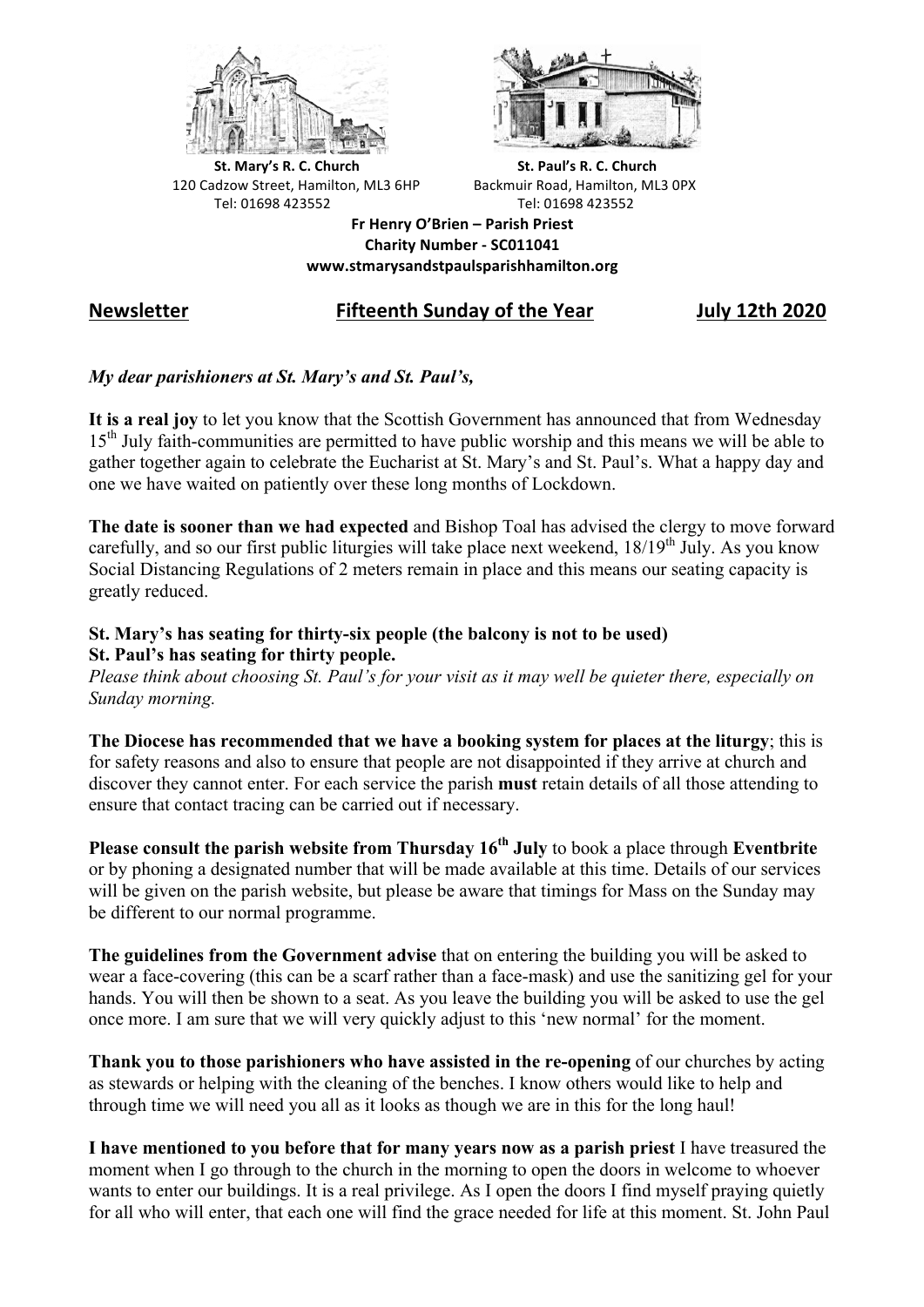**St. Mary's R. C. Church**
120 Cadzow Street, Hamilton, ML3 6HP
Tel: 01698 423552

**St. Paul's R. C. Church**
Backmuir Road, Hamilton, ML3 0PX
Tel: 01698 423552

**Fr Henry O'Brien – Parish Priest**
**Charity Number - SC011041**
**www.stmarysandstpaulsparishhamilton.org**

## Newsletter — Fifteenth Sunday of the Year — July 12th 2020

***My dear parishioners at St. Mary's and St. Paul's,***

**It is a real joy** to let you know that the Scottish Government has announced that from Wednesday 15th July faith-communities are permitted to have public worship and this means we will be able to gather together again to celebrate the Eucharist at St. Mary's and St. Paul's. What a happy day and one we have waited on patiently over these long months of Lockdown.

**The date is sooner than we had expected** and Bishop Toal has advised the clergy to move forward carefully, and so our first public liturgies will take place next weekend, 18/19th July. As you know Social Distancing Regulations of 2 meters remain in place and this means our seating capacity is greatly reduced.

**St. Mary's has seating for thirty-six people (the balcony is not to be used)**
**St. Paul's has seating for thirty people.**
*Please think about choosing St. Paul's for your visit as it may well be quieter there, especially on Sunday morning.*

**The Diocese has recommended that we have a booking system for places at the liturgy**; this is for safety reasons and also to ensure that people are not disappointed if they arrive at church and discover they cannot enter. For each service the parish **must** retain details of all those attending to ensure that contact tracing can be carried out if necessary.

**Please consult the parish website from Thursday 16th July** to book a place through **Eventbrite** or by phoning a designated number that will be made available at this time. Details of our services will be given on the parish website, but please be aware that timings for Mass on the Sunday may be different to our normal programme.

**The guidelines from the Government advise** that on entering the building you will be asked to wear a face-covering (this can be a scarf rather than a face-mask) and use the sanitizing gel for your hands. You will then be shown to a seat. As you leave the building you will be asked to use the gel once more. I am sure that we will very quickly adjust to this 'new normal' for the moment.

**Thank you to those parishioners who have assisted in the re-opening** of our churches by acting as stewards or helping with the cleaning of the benches. I know others would like to help and through time we will need you all as it looks as though we are in this for the long haul!

**I have mentioned to you before that for many years now as a parish priest** I have treasured the moment when I go through to the church in the morning to open the doors in welcome to whoever wants to enter our buildings. It is a real privilege. As I open the doors I find myself praying quietly for all who will enter, that each one will find the grace needed for life at this moment. St. John Paul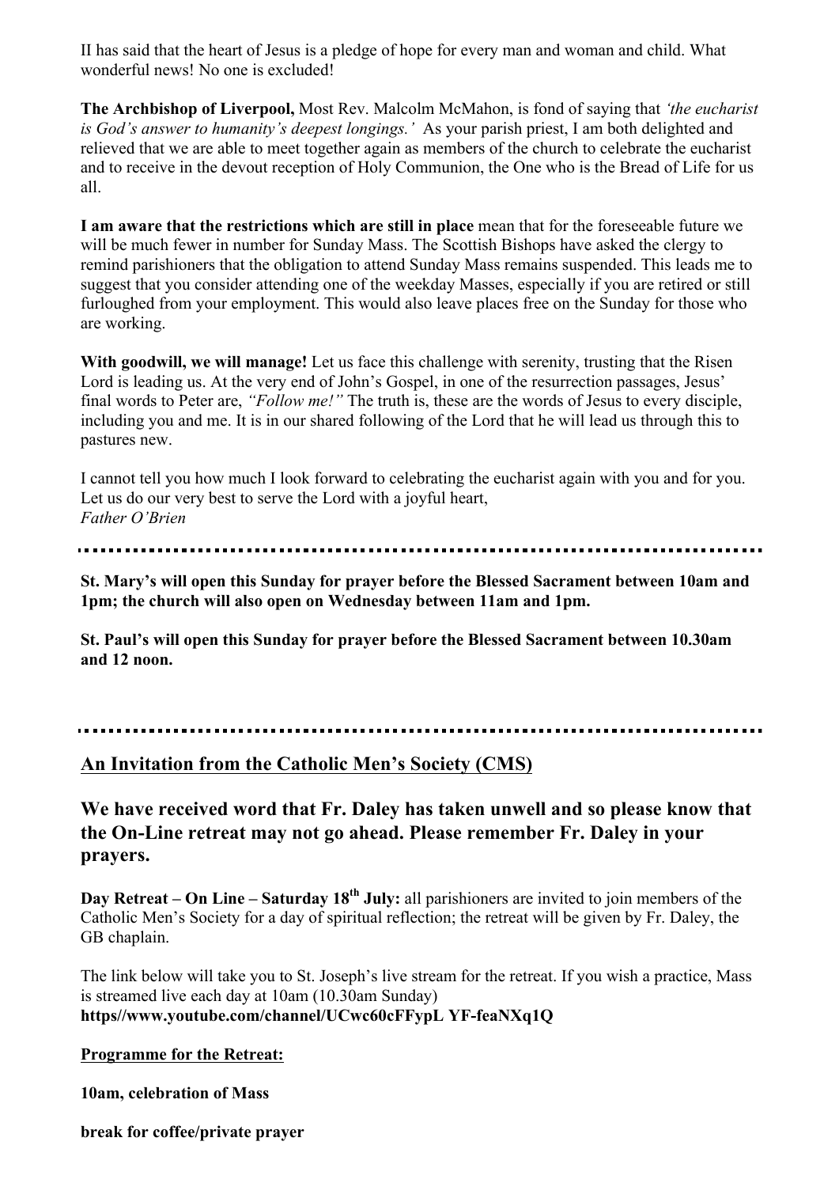II has said that the heart of Jesus is a pledge of hope for every man and woman and child. What wonderful news! No one is excluded!

**The Archbishop of Liverpool,** Most Rev. Malcolm McMahon, is fond of saying that *'the eucharist is God's answer to humanity's deepest longings.'* As your parish priest, I am both delighted and relieved that we are able to meet together again as members of the church to celebrate the eucharist and to receive in the devout reception of Holy Communion, the One who is the Bread of Life for us all.

**I am aware that the restrictions which are still in place** mean that for the foreseeable future we will be much fewer in number for Sunday Mass. The Scottish Bishops have asked the clergy to remind parishioners that the obligation to attend Sunday Mass remains suspended. This leads me to suggest that you consider attending one of the weekday Masses, especially if you are retired or still furloughed from your employment. This would also leave places free on the Sunday for those who are working.

**With goodwill, we will manage!** Let us face this challenge with serenity, trusting that the Risen Lord is leading us. At the very end of John's Gospel, in one of the resurrection passages, Jesus' final words to Peter are, *"Follow me!"* The truth is, these are the words of Jesus to every disciple, including you and me. It is in our shared following of the Lord that he will lead us through this to pastures new.

I cannot tell you how much I look forward to celebrating the eucharist again with you and for you. Let us do our very best to serve the Lord with a joyful heart,
*Father O'Brien*

---

**St. Mary's will open this Sunday for prayer before the Blessed Sacrament between 10am and 1pm; the church will also open on Wednesday between 11am and 1pm.**

**St. Paul's will open this Sunday for prayer before the Blessed Sacrament between 10.30am and 12 noon.**

---

## An Invitation from the Catholic Men's Society (CMS)

### We have received word that Fr. Daley has taken unwell and so please know that the On-Line retreat may not go ahead. Please remember Fr. Daley in your prayers.

**Day Retreat – On Line – Saturday 18th July:** all parishioners are invited to join members of the Catholic Men's Society for a day of spiritual reflection; the retreat will be given by Fr. Daley, the GB chaplain.

The link below will take you to St. Joseph's live stream for the retreat. If you wish a practice, Mass is streamed live each day at 10am (10.30am Sunday)
**https//www.youtube.com/channel/UCwc60cFFypL YF-feaNXq1Q**

**Programme for the Retreat:**

**10am, celebration of Mass**

**break for coffee/private prayer**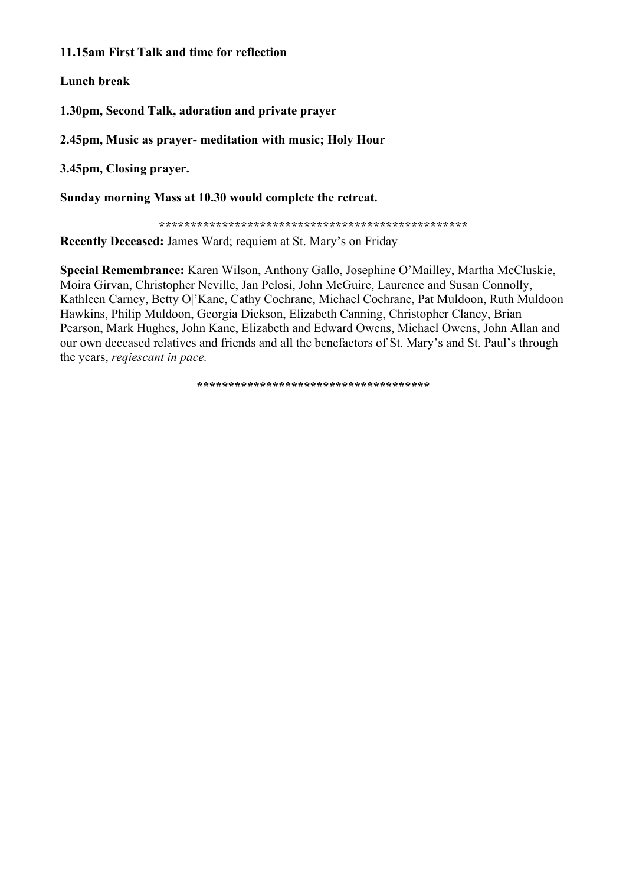**11.15am First Talk and time for reflection**

**Lunch break**

**1.30pm, Second Talk, adoration and private prayer**

**2.45pm, Music as prayer- meditation with music; Holy Hour**

**3.45pm, Closing prayer.**

**Sunday morning Mass at 10.30 would complete the retreat.**

**************************************************

**Recently Deceased:** James Ward; requiem at St. Mary's on Friday

**Special Remembrance:** Karen Wilson, Anthony Gallo, Josephine O'Mailley, Martha McCluskie, Moira Girvan, Christopher Neville, Jan Pelosi, John McGuire, Laurence and Susan Connolly, Kathleen Carney, Betty O|'Kane, Cathy Cochrane, Michael Cochrane, Pat Muldoon, Ruth Muldoon Hawkins, Philip Muldoon, Georgia Dickson, Elizabeth Canning, Christopher Clancy, Brian Pearson, Mark Hughes, John Kane, Elizabeth and Edward Owens, Michael Owens, John Allan and our own deceased relatives and friends and all the benefactors of St. Mary's and St. Paul's through the years, *reqiescant in pace.*

*************************************